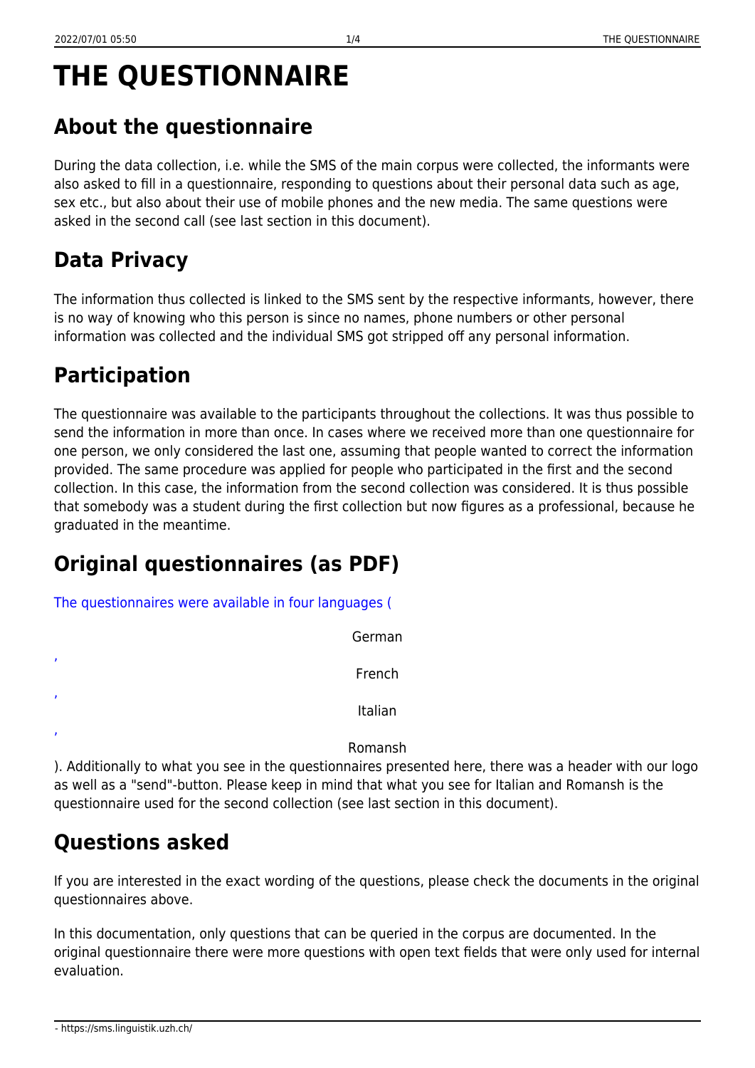# THE QUESTIONNAIRE

## About the questionnaire

During the data collection, i.e. while the SMS of the main corpus were collected, the informants were also asked to fill in a questionnaire, responding to questions about their personal data such as age, sex etc., but also about their use of mobile phones and the new media. The same questions were asked in the second call (see last section in this document).

## Data Privacy

The information thus collected is linked to the SMS sent by the respective informants, however, there is no way of knowing who this person is since no names, phone numbers or other personal information was collected and the individual SMS got stripped off any personal information.

## Participation

The questionnaire was available to the participants throughout the collections. It was thus possible to send the information in more than once. In cases where we received more than one questionnaire for one person, we only considered the last one, assuming that people wanted to correct the information provided. The same procedure was applied for people who participated in the first and the second collection. In this case, the information from the second collection was considered. It is thus possible that somebody was a student during the first collection but now figures as a professional, because he graduated in the meantime.

## Original questionnaires (as PDF)

The questionnaires were available in four languages (German, French, Italian, Romansh). Additionally to what you see in the questionnaires presented here, there was a header with our logo as well as a "send"-button. Please keep in mind that what you see for Italian and Romansh is the questionnaire used for the second collection (see last section in this document).

## Questions asked

If you are interested in the exact wording of the questions, please check the documents in the original questionnaires above.

In this documentation, only questions that can be queried in the corpus are documented. In the original questionnaire there were more questions with open text fields that were only used for internal evaluation.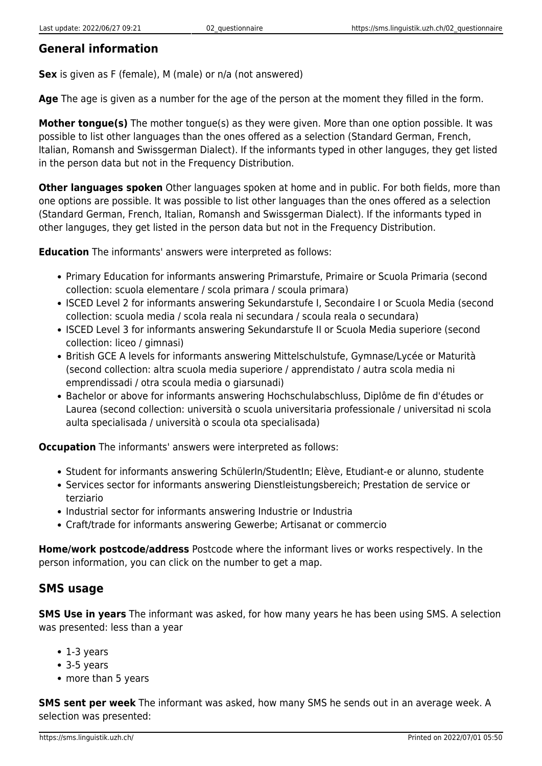## General information

**Sex** is given as F (female), M (male) or n/a (not answered)

**Age** The age is given as a number for the age of the person at the moment they filled in the form.

**Mother tongue(s)** The mother tongue(s) as they were given. More than one option possible. It was possible to list other languages than the ones offered as a selection (Standard German, French, Italian, Romansh and Swissgerman Dialect). If the informants typed in other languges, they get listed in the person data but not in the Frequency Distribution.

**Other languages spoken** Other languages spoken at home and in public. For both fields, more than one options are possible. It was possible to list other languages than the ones offered as a selection (Standard German, French, Italian, Romansh and Swissgerman Dialect). If the informants typed in other languges, they get listed in the person data but not in the Frequency Distribution.

**Education** The informants' answers were interpreted as follows:

- Primary Education for informants answering Primarstufe, Primaire or Scuola Primaria (second collection: scuola elementare / scola primara / scoula primara)
- ISCED Level 2 for informants answering Sekundarstufe I, Secondaire I or Scuola Media (second collection: scuola media / scola reala ni secundara / scoula reala o secundara)
- ISCED Level 3 for informants answering Sekundarstufe II or Scuola Media superiore (second collection: liceo / gimnasi)
- British GCE A levels for informants answering Mittelschulstufe, Gymnase/Lycée or Maturità (second collection: altra scuola media superiore / apprendistato / autra scola media ni emprendissadi / otra scoula media o giarsunadi)
- Bachelor or above for informants answering Hochschulabschluss, Diplôme de fin d'études or Laurea (second collection: università o scuola universitaria professionale / universitad ni scola aulta specialisada / università o scoula ota specialisada)

**Occupation** The informants' answers were interpreted as follows:

- Student for informants answering SchülerIn/StudentIn; Elève, Etudiant-e or alunno, studente
- Services sector for informants answering Dienstleistungsbereich; Prestation de service or terziario
- Industrial sector for informants answering Industrie or Industria
- Craft/trade for informants answering Gewerbe; Artisanat or commercio

**Home/work postcode/address** Postcode where the informant lives or works respectively. In the person information, you can click on the number to get a map.

## SMS usage

**SMS Use in years** The informant was asked, for how many years he has been using SMS. A selection was presented: less than a year

- 1-3 years
- 3-5 years
- more than 5 years

**SMS sent per week** The informant was asked, how many SMS he sends out in an average week. A selection was presented: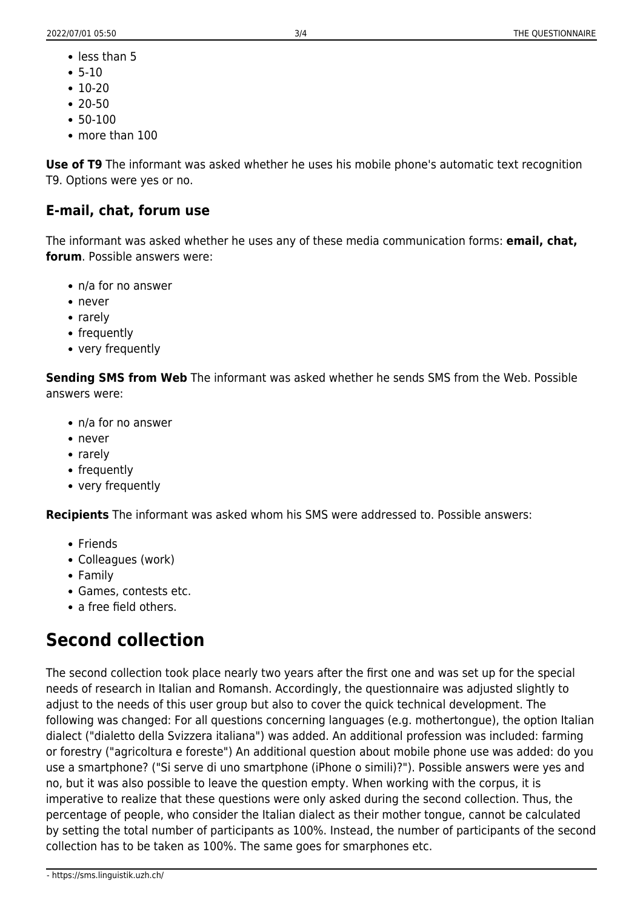- less than 5
- 5-10
- 10-20
- 20-50
- 50-100
- more than 100

**Use of T9** The informant was asked whether he uses his mobile phone's automatic text recognition T9. Options were yes or no.

### E-mail, chat, forum use

The informant was asked whether he uses any of these media communication forms: **email, chat, forum**. Possible answers were:

- n/a for no answer
- never
- rarely
- frequently
- very frequently

**Sending SMS from Web** The informant was asked whether he sends SMS from the Web. Possible answers were:

- n/a for no answer
- never
- rarely
- frequently
- very frequently

**Recipients** The informant was asked whom his SMS were addressed to. Possible answers:

- Friends
- Colleagues (work)
- Family
- Games, contests etc.
- a free field others.

## Second collection

The second collection took place nearly two years after the first one and was set up for the special needs of research in Italian and Romansh. Accordingly, the questionnaire was adjusted slightly to adjust to the needs of this user group but also to cover the quick technical development. The following was changed: For all questions concerning languages (e.g. mothertongue), the option Italian dialect ("dialetto della Svizzera italiana") was added. An additional profession was included: farming or forestry ("agricoltura e foreste") An additional question about mobile phone use was added: do you use a smartphone? ("Si serve di uno smartphone (iPhone o simili)?"). Possible answers were yes and no, but it was also possible to leave the question empty. When working with the corpus, it is imperative to realize that these questions were only asked during the second collection. Thus, the percentage of people, who consider the Italian dialect as their mother tongue, cannot be calculated by setting the total number of participants as 100%. Instead, the number of participants of the second collection has to be taken as 100%. The same goes for smarphones etc.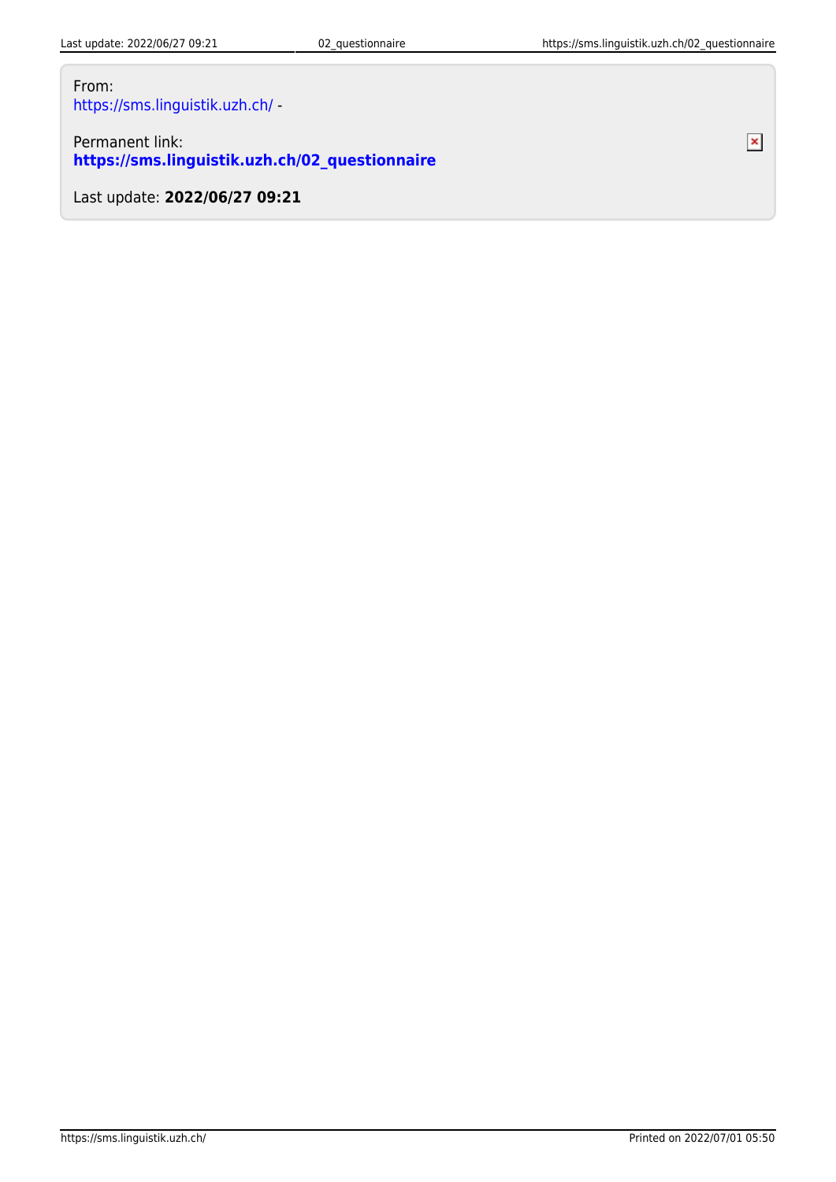From:
https://sms.linguistik.uzh.ch/ -

Permanent link:
**https://sms.linguistik.uzh.ch/02_questionnaire**

Last update: **2022/06/27 09:21**